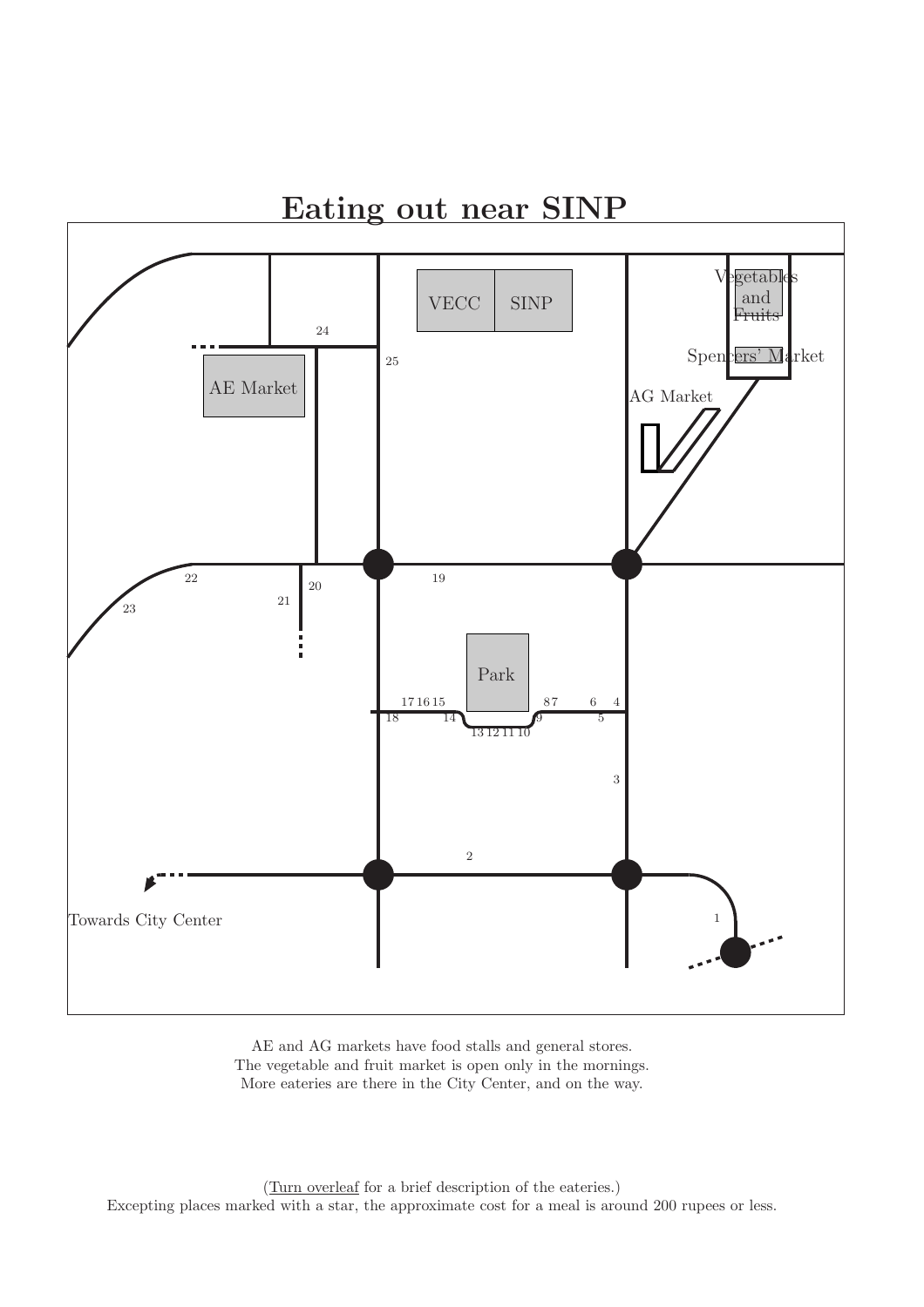# Eating out near SINP

AE and AG markets have food stalls and general stores.
The vegetable and fruit market is open only in the mornings.
More eateries are there in the City Center, and on the way.

(Turn overleaf for a brief description of the eateries.)
Excepting places marked with a star, the approximate cost for a meal is around 200 rupees or less.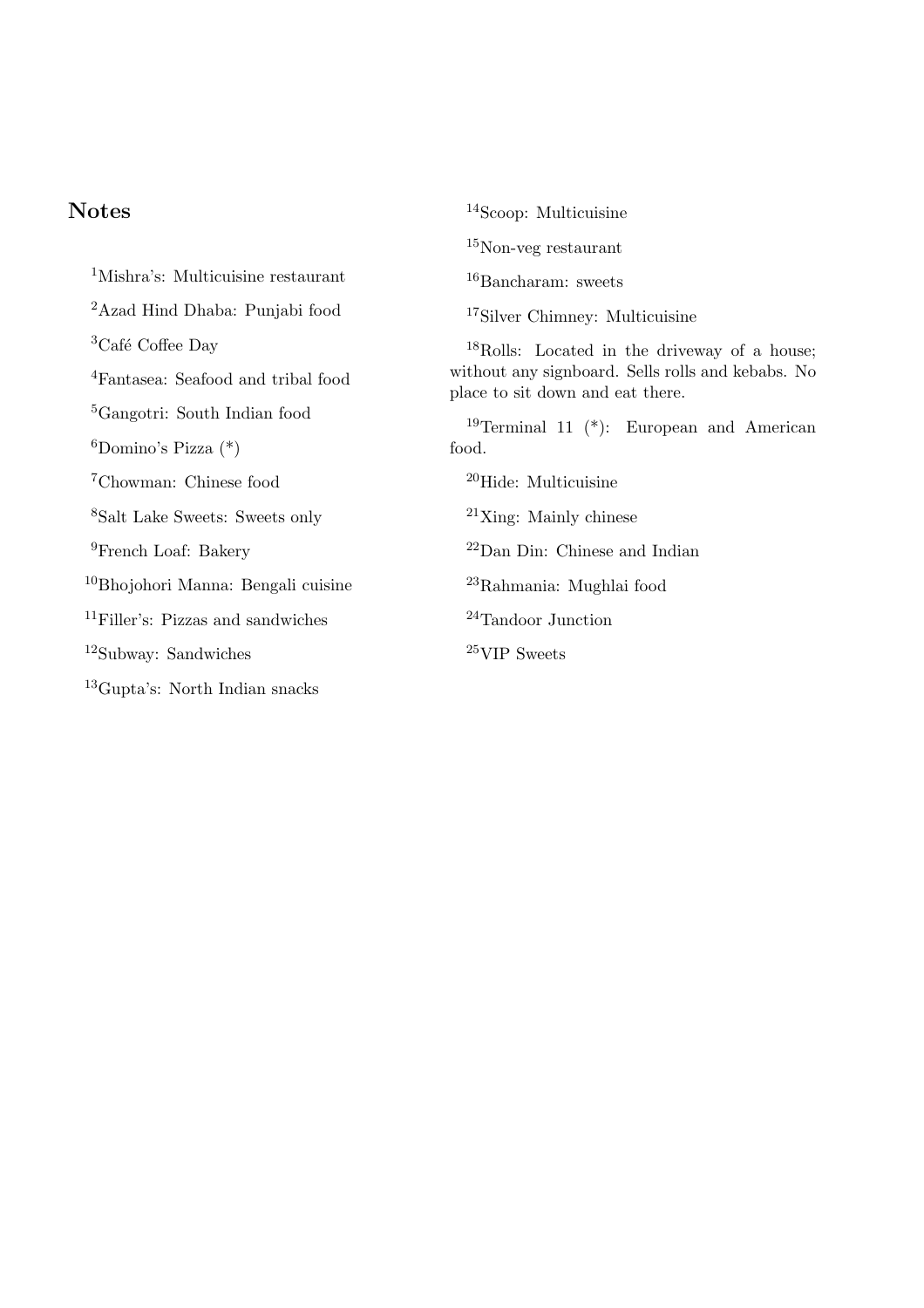## Notes

[1]Mishra's: Multicuisine restaurant

[2]Azad Hind Dhaba: Punjabi food

[3]Café Coffee Day

[4]Fantasea: Seafood and tribal food

[5]Gangotri: South Indian food

[6]Domino's Pizza (*)

[7]Chowman: Chinese food

[8]Salt Lake Sweets: Sweets only

[9]French Loaf: Bakery

[10]Bhojohori Manna: Bengali cuisine

[11]Filler's: Pizzas and sandwiches

[12]Subway: Sandwiches

[13]Gupta's: North Indian snacks

[14]Scoop: Multicuisine

[15]Non-veg restaurant

[16]Bancharam: sweets

[17]Silver Chimney: Multicuisine

[18]Rolls: Located in the driveway of a house; without any signboard. Sells rolls and kebabs. No place to sit down and eat there.

[19]Terminal 11 (*): European and American food.

[20]Hide: Multicuisine

[21]Xing: Mainly chinese

[22]Dan Din: Chinese and Indian

[23]Rahmania: Mughlai food

[24]Tandoor Junction

[25]VIP Sweets